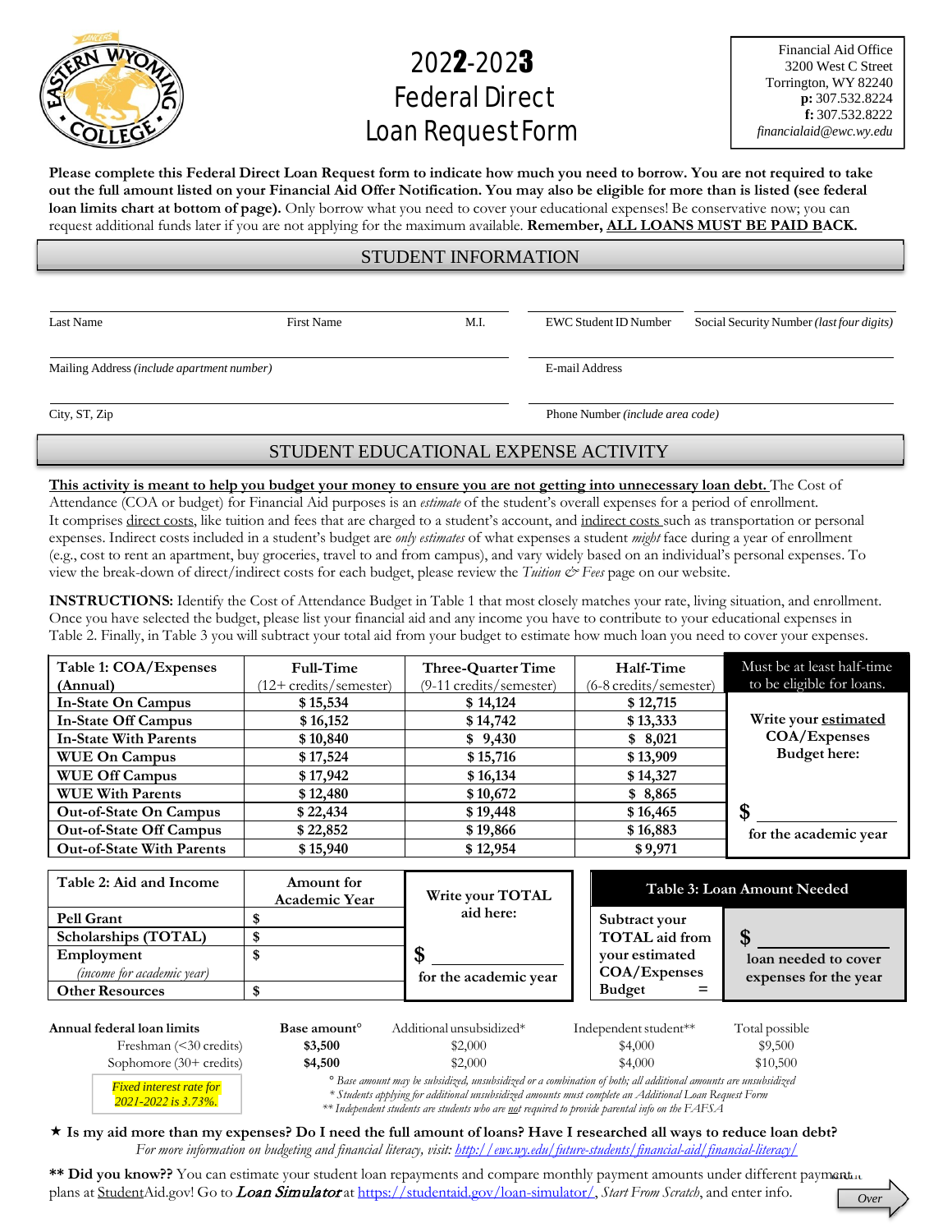# 2022-2023 Federal Direct Loan Request Form

Financial Aid Office
3200 West C Street
Torrington, WY 82240
**p:** 307.532.8224
**f:** 307.532.8222
*financialaid@ewc.wy.edu*

**Please complete this Federal Direct Loan Request form to indicate how much you need to borrow. You are not required to take out the full amount listed on your Financial Aid Offer Notification. You may also be eligible for more than is listed (see federal loan limits chart at bottom of page).** Only borrow what you need to cover your educational expenses! Be conservative now; you can request additional funds later if you are not applying for the maximum available. **Remember, ALL LOANS MUST BE PAID BACK.**

## STUDENT INFORMATION

| Last Name | First Name | M.I. | EWC Student ID Number | Social Security Number *(last four digits)* |
|---|---|---|---|---|
| | | | | |

| Mailing Address *(include apartment number)* | E-mail Address |
|---|---|
| City, ST, Zip | Phone Number *(include area code)* |

## STUDENT EDUCATIONAL EXPENSE ACTIVITY

This activity is meant to help you budget your money to ensure you are not getting into unnecessary loan debt. The Cost of Attendance (COA or budget) for Financial Aid purposes is an *estimate* of the student's overall expenses for a period of enrollment. It comprises direct costs, like tuition and fees that are charged to a student's account, and indirect costs such as transportation or personal expenses. Indirect costs included in a student's budget are *only estimates* of what expenses a student *might* face during a year of enrollment (e.g., cost to rent an apartment, buy groceries, travel to and from campus), and vary widely based on an individual's personal expenses. To view the break-down of direct/indirect costs for each budget, please review the *Tuition & Fees* page on our website.

**INSTRUCTIONS:** Identify the Cost of Attendance Budget in Table 1 that most closely matches your rate, living situation, and enrollment. Once you have selected the budget, please list your financial aid and any income you have to contribute to your educational expenses in Table 2. Finally, in Table 3 you will subtract your total aid from your budget to estimate how much loan you need to cover your expenses.

| Table 1: COA/Expenses (Annual) | Full-Time (12+ credits/semester) | Three-Quarter Time (9-11 credits/semester) | Half-Time (6-8 credits/semester) | Must be at least half-time to be eligible for loans. |
|---|---|---|---|---|
| In-State On Campus | $ 15,534 | $ 14,124 | $ 12,715 | Write your estimated COA/Expenses Budget here: |
| In-State Off Campus | $ 16,152 | $ 14,742 | $ 13,333 | |
| In-State With Parents | $ 10,840 | $ 9,430 | $ 8,021 | |
| WUE On Campus | $ 17,524 | $ 15,716 | $ 13,909 | |
| WUE Off Campus | $ 17,942 | $ 16,134 | $ 14,327 | |
| WUE With Parents | $ 12,480 | $ 10,672 | $ 8,865 | $ ________ |
| Out-of-State On Campus | $ 22,434 | $ 19,448 | $ 16,465 | |
| Out-of-State Off Campus | $ 22,852 | $ 19,866 | $ 16,883 | for the academic year |
| Out-of-State With Parents | $ 15,940 | $ 12,954 | $ 9,971 | |

| Table 2: Aid and Income | Amount for Academic Year | Write your TOTAL aid here: |
|---|---|---|
| Pell Grant | $ | |
| Scholarships (TOTAL) | $ | $ ________ |
| Employment *(income for academic year)* | $ | |
| Other Resources | $ | for the academic year |

| Table 3: Loan Amount Needed | |
|---|---|
| Subtract your TOTAL aid from your estimated COA/Expenses Budget = | $ ________ loan needed to cover expenses for the year |

| Annual federal loan limits | Base amount° | Additional unsubsidized* | Independent student** | Total possible |
|---|---|---|---|---|
| Freshman (<30 credits) | **$3,500** | $2,000 | $4,000 | $9,500 |
| Sophomore (30+ credits) | **$4,500** | $2,000 | $4,000 | $10,500 |

*Fixed interest rate for 2021-2022 is 3.73%.*

*° Base amount may be subsidized, unsubsidized or a combination of both; all additional amounts are unsubsidized*
*\* Students applying for additional unsubsidized amounts must complete an Additional Loan Request Form*
*\*\* Independent students are students who are not required to provide parental info on the FAFSA*

★ **Is my aid more than my expenses? Do I need the full amount of loans? Have I researched all ways to reduce loan debt?**
*For more information on budgeting and financial literacy, visit: http://ewc.wy.edu/future-students/financial-aid/financial-literacy/*

**\*\* Did you know??** You can estimate your student loan repayments and compare monthly payment amounts under different payment plans at StudentAid.gov! Go to ***Loan Simulator*** at https://studentaid.gov/loan-simulator/, *Start From Scratch*, and enter info.

*Over*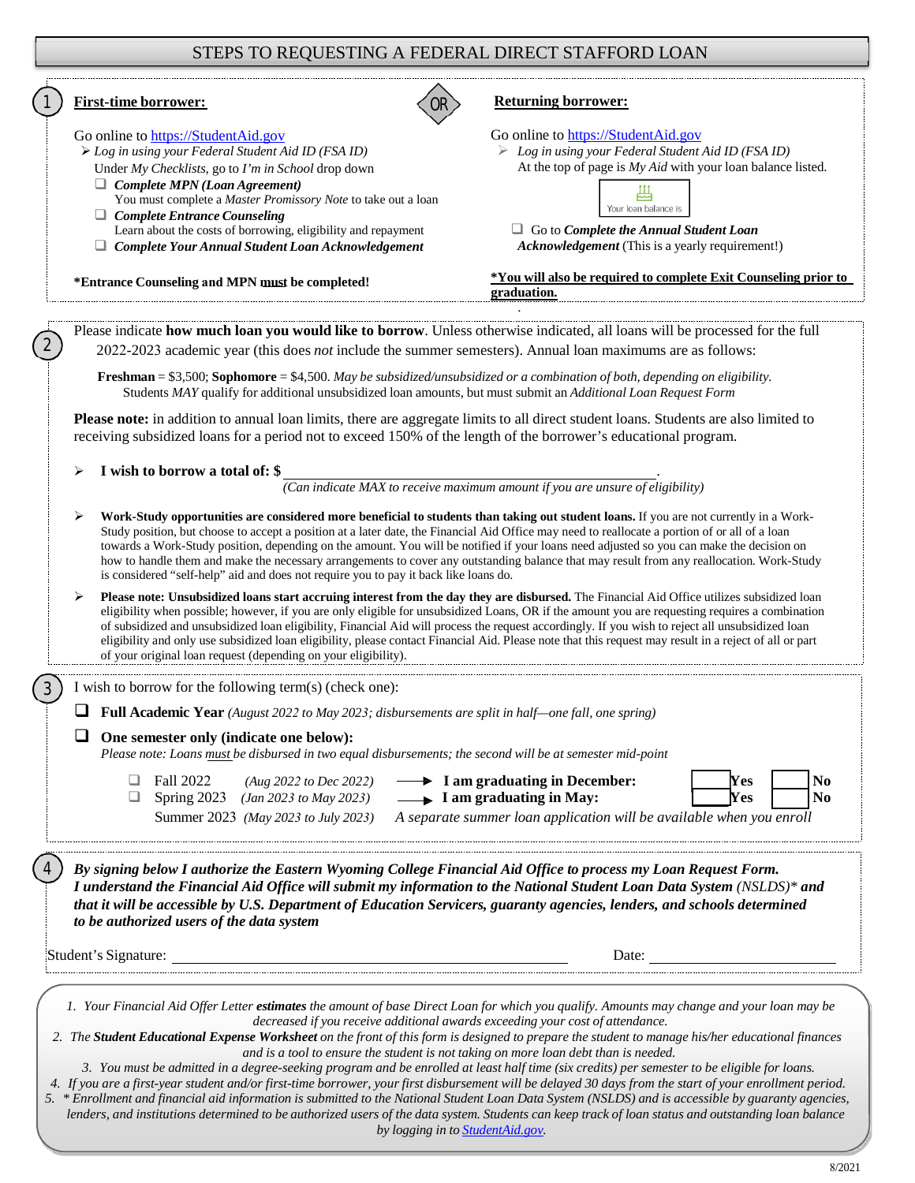# STEPS TO REQUESTING A FEDERAL DIRECT STAFFORD LOAN

**1**

**First-time borrower:**

Go online to https://StudentAid.gov

- *Log in using your Federal Student Aid ID (FSA ID)*

Under *My Checklists*, go to *I'm in School* drop down

- ❑ ***Complete MPN (Loan Agreement)***
  You must complete a *Master Promissory Note* to take out a loan
- ❑ ***Complete Entrance Counseling***
  Learn about the costs of borrowing, eligibility and repayment
- ❑ ***Complete Your Annual Student Loan Acknowledgement***

**\*Entrance Counseling and MPN must be completed!**

OR

**Returning borrower:**

Go online to https://StudentAid.gov

- *Log in using your Federal Student Aid ID (FSA ID)*

At the top of page is *My Aid* with your loan balance listed.

Your loan balance is

- ❑ Go to ***Complete the Annual Student Loan Acknowledgement*** (This is a yearly requirement!)

**\*You will also be required to complete Exit Counseling prior to graduation.**

**2**

Please indicate **how much loan you would like to borrow**. Unless otherwise indicated, all loans will be processed for the full 2022-2023 academic year (this does *not* include the summer semesters). Annual loan maximums are as follows:

**Freshman** = $3,500; **Sophomore** = $4,500. *May be subsidized/unsubsidized or a combination of both, depending on eligibility.* Students *MAY* qualify for additional unsubsidized loan amounts, but must submit an *Additional Loan Request Form*

**Please note:** in addition to annual loan limits, there are aggregate limits to all direct student loans. Students are also limited to receiving subsidized loans for a period not to exceed 150% of the length of the borrower's educational program.

- **I wish to borrow a total of: $** \_\_\_\_\_\_\_\_\_\_\_\_\_\_\_\_\_\_\_\_\_\_\_\_\_\_\_\_\_\_\_\_\_\_.
  *(Can indicate MAX to receive maximum amount if you are unsure of eligibility)*

- **Work-Study opportunities are considered more beneficial to students than taking out student loans.** If you are not currently in a Work-Study position, but choose to accept a position at a later date, the Financial Aid Office may need to reallocate a portion of or all of a loan towards a Work-Study position, depending on the amount. You will be notified if your loans need adjusted so you can make the decision on how to handle them and make the necessary arrangements to cover any outstanding balance that may result from any reallocation. Work-Study is considered "self-help" aid and does not require you to pay it back like loans do.

- **Please note: Unsubsidized loans start accruing interest from the day they are disbursed.** The Financial Aid Office utilizes subsidized loan eligibility when possible; however, if you are only eligible for unsubsidized Loans, OR if the amount you are requesting requires a combination of subsidized and unsubsidized loan eligibility, Financial Aid will process the request accordingly. If you wish to reject all unsubsidized loan eligibility and only use subsidized loan eligibility, please contact Financial Aid. Please note that this request may result in a reject of all or part of your original loan request (depending on your eligibility).

**3**

I wish to borrow for the following term(s) (check one):

❑ **Full Academic Year** *(August 2022 to May 2023; disbursements are split in half—one fall, one spring)*

❑ **One semester only (indicate one below):**
*Please note: Loans must be disbursed in two equal disbursements; the second will be at semester mid-point*

- ❑ Fall 2022 *(Aug 2022 to Dec 2022)* → **I am graduating in December:** ☐ **Yes** ☐ **No**
- ❑ Spring 2023 *(Jan 2023 to May 2023)* → **I am graduating in May:** ☐ **Yes** ☐ **No**
- Summer 2023 *(May 2023 to July 2023)* *A separate summer loan application will be available when you enroll*

**4**

***By signing below I authorize the Eastern Wyoming College Financial Aid Office to process my Loan Request Form. I understand the Financial Aid Office will submit my information to the National Student Loan Data System** (NSLDS)\** **and that it will be accessible by U.S. Department of Education Servicers, guaranty agencies, lenders, and schools determined to be authorized users of the data system***

Student's Signature: \_\_\_\_\_\_\_\_\_\_\_\_\_\_\_\_\_\_\_\_\_\_\_\_\_\_\_\_\_\_\_\_\_\_\_\_\_\_\_\_ Date: \_\_\_\_\_\_\_\_\_\_\_\_\_\_\_\_\_\_\_\_

1. *Your Financial Aid Offer Letter* ***estimates*** *the amount of base Direct Loan for which you qualify. Amounts may change and your loan may be decreased if you receive additional awards exceeding your cost of attendance.*
2. *The* ***Student Educational Expense Worksheet*** *on the front of this form is designed to prepare the student to manage his/her educational finances and is a tool to ensure the student is not taking on more loan debt than is needed.*
3. *You must be admitted in a degree-seeking program and be enrolled at least half time (six credits) per semester to be eligible for loans.*
4. *If you are a first-year student and/or first-time borrower, your first disbursement will be delayed 30 days from the start of your enrollment period.*
5. *\* Enrollment and financial aid information is submitted to the National Student Loan Data System (NSLDS) and is accessible by guaranty agencies, lenders, and institutions determined to be authorized users of the data system. Students can keep track of loan status and outstanding loan balance by logging in to StudentAid.gov.*

8/2021